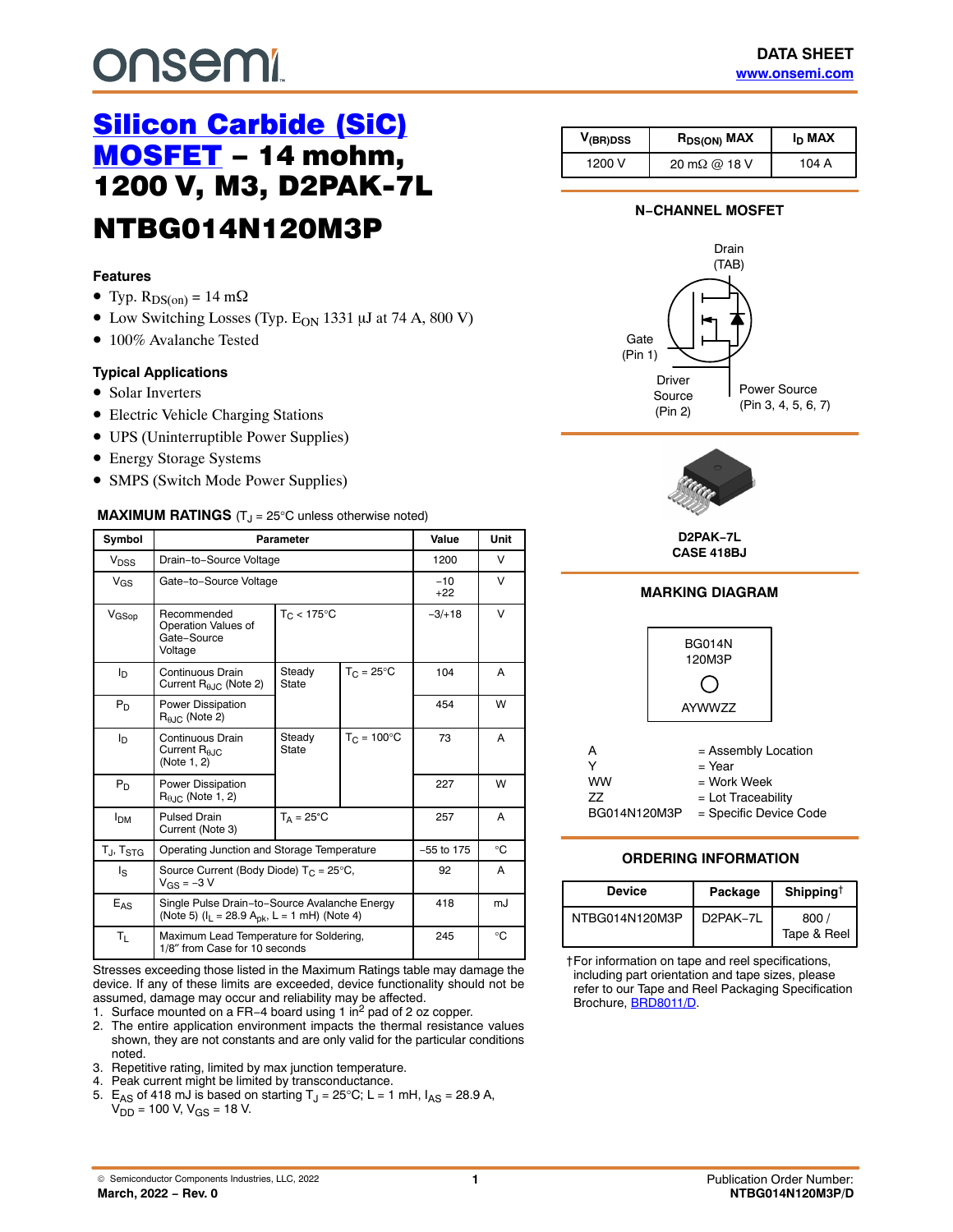DATA SHEET
www.onsemi.com

# Silicon Carbide (SiC) MOSFET – 14 mohm, 1200 V, M3, D2PAK-7L

# NTBG014N120M3P

| $V_{(BR)DSS}$ | $R_{DS(ON)}$ MAX | $I_D$ MAX |
|---|---|---|
| 1200 V | 20 mΩ @ 18 V | 104 A |

### Features

- Typ. $R_{DS(on)}$ = 14 mΩ
- Low Switching Losses (Typ. $E_{ON}$ 1331 μJ at 74 A, 800 V)
- 100% Avalanche Tested

### Typical Applications

- Solar Inverters
- Electric Vehicle Charging Stations
- UPS (Uninterruptible Power Supplies)
- Energy Storage Systems
- SMPS (Switch Mode Power Supplies)

**N–CHANNEL MOSFET**

Drain (TAB)
Gate (Pin 1)
Driver Source (Pin 2)
Power Source (Pin 3, 4, 5, 6, 7)

D2PAK–7L
CASE 418BJ

### MAXIMUM RATINGS ($T_J$ = 25°C unless otherwise noted)

| Symbol | Parameter | | | Value | Unit |
|---|---|---|---|---|---|
| $V_{DSS}$ | Drain–to–Source Voltage | | | 1200 | V |
| $V_{GS}$ | Gate–to–Source Voltage | | | −10 / +22 | V |
| $V_{GSop}$ | Recommended Operation Values of Gate–Source Voltage | $T_C$ < 175°C | | −3/+18 | V |
| $I_D$ | Continuous Drain Current $R_{θJC}$ (Note 2) | Steady State | $T_C$ = 25°C | 104 | A |
| $P_D$ | Power Dissipation $R_{θJC}$ (Note 2) | | | 454 | W |
| $I_D$ | Continuous Drain Current $R_{θJC}$ (Note 1, 2) | Steady State | $T_C$ = 100°C | 73 | A |
| $P_D$ | Power Dissipation $R_{θJC}$ (Note 1, 2) | | | 227 | W |
| $I_{DM}$ | Pulsed Drain Current (Note 3) | $T_A$ = 25°C | | 257 | A |
| $T_J$, $T_{STG}$ | Operating Junction and Storage Temperature | | | −55 to 175 | °C |
| $I_S$ | Source Current (Body Diode) $T_C$ = 25°C, $V_{GS}$ = −3 V | | | 92 | A |
| $E_{AS}$ | Single Pulse Drain–to–Source Avalanche Energy (Note 5) ($I_L$ = 28.9 $A_{pk}$, L = 1 mH) (Note 4) | | | 418 | mJ |
| $T_L$ | Maximum Lead Temperature for Soldering, 1/8″ from Case for 10 seconds | | | 245 | °C |

Stresses exceeding those listed in the Maximum Ratings table may damage the device. If any of these limits are exceeded, device functionality should not be assumed, damage may occur and reliability may be affected.

1. Surface mounted on a FR−4 board using 1 in$^2$ pad of 2 oz copper.
2. The entire application environment impacts the thermal resistance values shown, they are not constants and are only valid for the particular conditions noted.
3. Repetitive rating, limited by max junction temperature.
4. Peak current might be limited by transconductance.
5. $E_{AS}$ of 418 mJ is based on starting $T_J$ = 25°C; L = 1 mH, $I_{AS}$ = 28.9 A, $V_{DD}$ = 100 V, $V_{GS}$ = 18 V.

### MARKING DIAGRAM

BG014N
120M3P
AYWWZZ

| | |
|---|---|
| A | = Assembly Location |
| Y | = Year |
| WW | = Work Week |
| ZZ | = Lot Traceability |
| BG014N120M3P | = Specific Device Code |

### ORDERING INFORMATION

| Device | Package | Shipping† |
|---|---|---|
| NTBG014N120M3P | D2PAK−7L | 800 / Tape & Reel |

†For information on tape and reel specifications, including part orientation and tape sizes, please refer to our Tape and Reel Packaging Specification Brochure, BRD8011/D.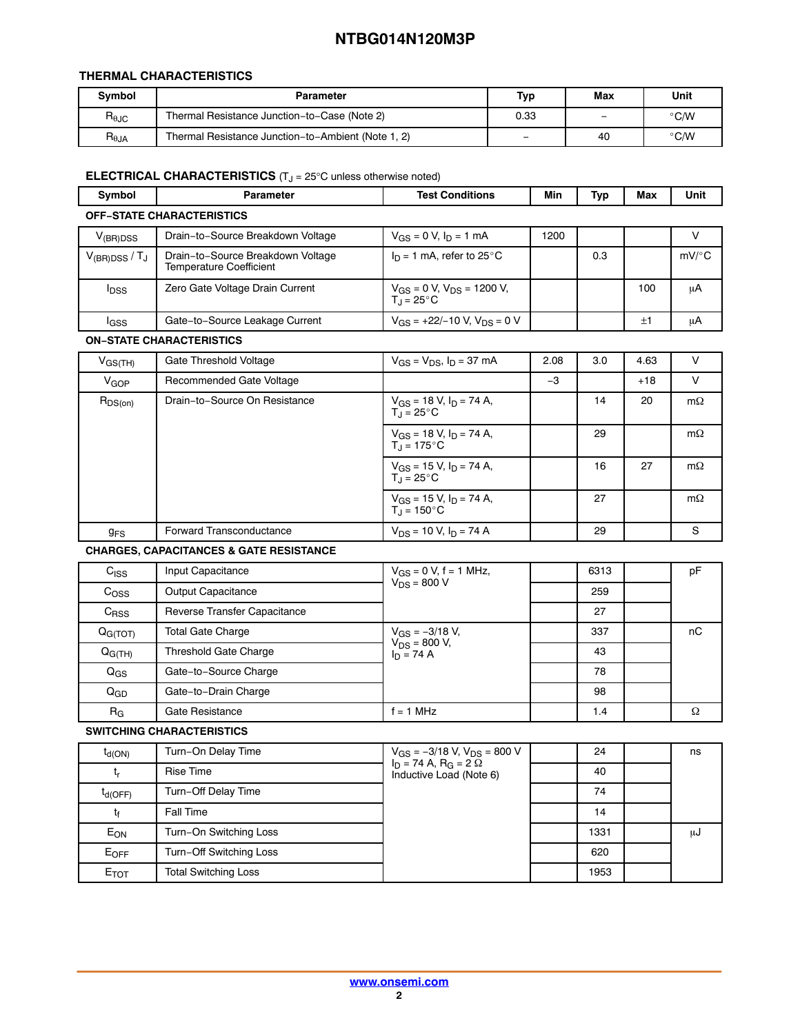## THERMAL CHARACTERISTICS

| Symbol | Parameter | Typ | Max | Unit |
|---|---|---|---|---|
| $R_{\theta JC}$ | Thermal Resistance Junction−to−Case (Note 2) | 0.33 | − | °C/W |
| $R_{\theta JA}$ | Thermal Resistance Junction−to−Ambient (Note 1, 2) | − | 40 | °C/W |

## ELECTRICAL CHARACTERISTICS ($T_J$ = 25°C unless otherwise noted)

| Symbol | Parameter | Test Conditions | Min | Typ | Max | Unit |
|---|---|---|---|---|---|---|
| **OFF−STATE CHARACTERISTICS** | | | | | | |
| $V_{(BR)DSS}$ | Drain−to−Source Breakdown Voltage | $V_{GS}$ = 0 V, $I_D$ = 1 mA | 1200 | | | V |
| $V_{(BR)DSS}$ / $T_J$ | Drain−to−Source Breakdown Voltage Temperature Coefficient | $I_D$ = 1 mA, refer to 25°C | | 0.3 | | mV/°C |
| $I_{DSS}$ | Zero Gate Voltage Drain Current | $V_{GS}$ = 0 V, $V_{DS}$ = 1200 V, $T_J$ = 25°C | | | 100 | μA |
| $I_{GSS}$ | Gate−to−Source Leakage Current | $V_{GS}$ = +22/−10 V, $V_{DS}$ = 0 V | | | ±1 | μA |
| **ON−STATE CHARACTERISTICS** | | | | | | |
| $V_{GS(TH)}$ | Gate Threshold Voltage | $V_{GS}$ = $V_{DS}$, $I_D$ = 37 mA | 2.08 | 3.0 | 4.63 | V |
| $V_{GOP}$ | Recommended Gate Voltage | | −3 | | +18 | V |
| $R_{DS(on)}$ | Drain−to−Source On Resistance | $V_{GS}$ = 18 V, $I_D$ = 74 A, $T_J$ = 25°C | | 14 | 20 | mΩ |
| | | $V_{GS}$ = 18 V, $I_D$ = 74 A, $T_J$ = 175°C | | 29 | | mΩ |
| | | $V_{GS}$ = 15 V, $I_D$ = 74 A, $T_J$ = 25°C | | 16 | 27 | mΩ |
| | | $V_{GS}$ = 15 V, $I_D$ = 74 A, $T_J$ = 150°C | | 27 | | mΩ |
| $g_{FS}$ | Forward Transconductance | $V_{DS}$ = 10 V, $I_D$ = 74 A | | 29 | | S |
| **CHARGES, CAPACITANCES & GATE RESISTANCE** | | | | | | |
| $C_{ISS}$ | Input Capacitance | $V_{GS}$ = 0 V, f = 1 MHz, $V_{DS}$ = 800 V | | 6313 | | pF |
| $C_{OSS}$ | Output Capacitance | | | 259 | | |
| $C_{RSS}$ | Reverse Transfer Capacitance | | | 27 | | |
| $Q_{G(TOT)}$ | Total Gate Charge | $V_{GS}$ = −3/18 V, $V_{DS}$ = 800 V, $I_D$ = 74 A | | 337 | | nC |
| $Q_{G(TH)}$ | Threshold Gate Charge | | | 43 | | |
| $Q_{GS}$ | Gate−to−Source Charge | | | 78 | | |
| $Q_{GD}$ | Gate−to−Drain Charge | | | 98 | | |
| $R_G$ | Gate Resistance | f = 1 MHz | | 1.4 | | Ω |
| **SWITCHING CHARACTERISTICS** | | | | | | |
| $t_{d(ON)}$ | Turn−On Delay Time | $V_{GS}$ = −3/18 V, $V_{DS}$ = 800 V $I_D$ = 74 A, $R_G$ = 2 Ω Inductive Load (Note 6) | | 24 | | ns |
| $t_r$ | Rise Time | | | 40 | | |
| $t_{d(OFF)}$ | Turn−Off Delay Time | | | 74 | | |
| $t_f$ | Fall Time | | | 14 | | |
| $E_{ON}$ | Turn−On Switching Loss | | | 1331 | | μJ |
| $E_{OFF}$ | Turn−Off Switching Loss | | | 620 | | |
| $E_{TOT}$ | Total Switching Loss | | | 1953 | | |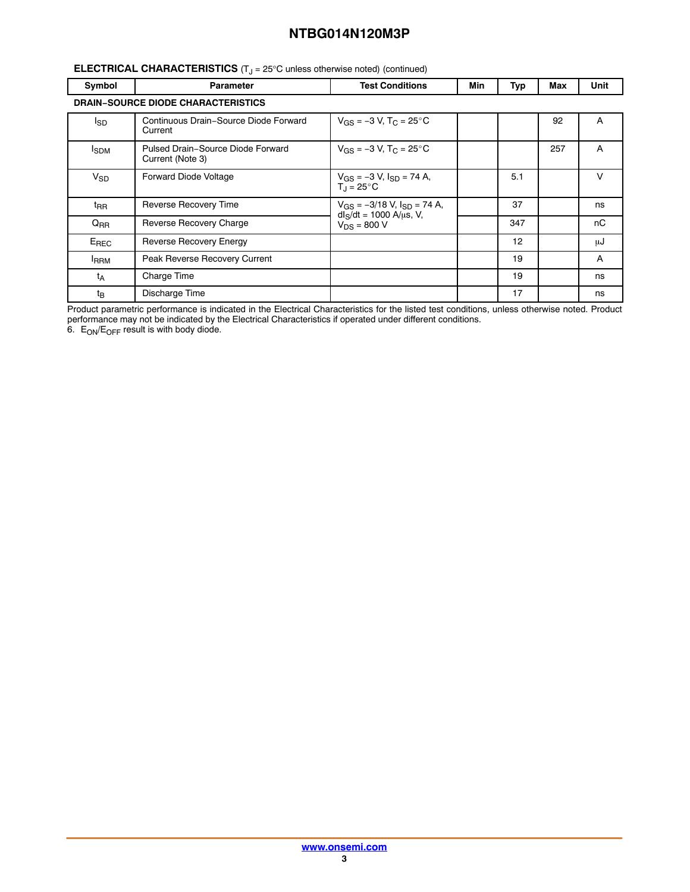**ELECTRICAL CHARACTERISTICS** ($T_J$ = 25°C unless otherwise noted) (continued)

| Symbol | Parameter | Test Conditions | Min | Typ | Max | Unit |
|---|---|---|---|---|---|---|
| **DRAIN−SOURCE DIODE CHARACTERISTICS** | | | | | | |
| $I_{SD}$ | Continuous Drain−Source Diode Forward Current | $V_{GS}$ = −3 V, $T_C$ = 25°C | | | 92 | A |
| $I_{SDM}$ | Pulsed Drain−Source Diode Forward Current (Note 3) | $V_{GS}$ = −3 V, $T_C$ = 25°C | | | 257 | A |
| $V_{SD}$ | Forward Diode Voltage | $V_{GS}$ = −3 V, $I_{SD}$ = 74 A, $T_J$ = 25°C | | 5.1 | | V |
| $t_{RR}$ | Reverse Recovery Time | $V_{GS}$ = −3/18 V, $I_{SD}$ = 74 A, $dI_S/dt$ = 1000 A/μs, V, $V_{DS}$ = 800 V | | 37 | | ns |
| $Q_{RR}$ | Reverse Recovery Charge | | | 347 | | nC |
| $E_{REC}$ | Reverse Recovery Energy | | | 12 | | μJ |
| $I_{RRM}$ | Peak Reverse Recovery Current | | | 19 | | A |
| $t_A$ | Charge Time | | | 19 | | ns |
| $t_B$ | Discharge Time | | | 17 | | ns |

Product parametric performance is indicated in the Electrical Characteristics for the listed test conditions, unless otherwise noted. Product performance may not be indicated by the Electrical Characteristics if operated under different conditions.

6. $E_{ON}/E_{OFF}$ result is with body diode.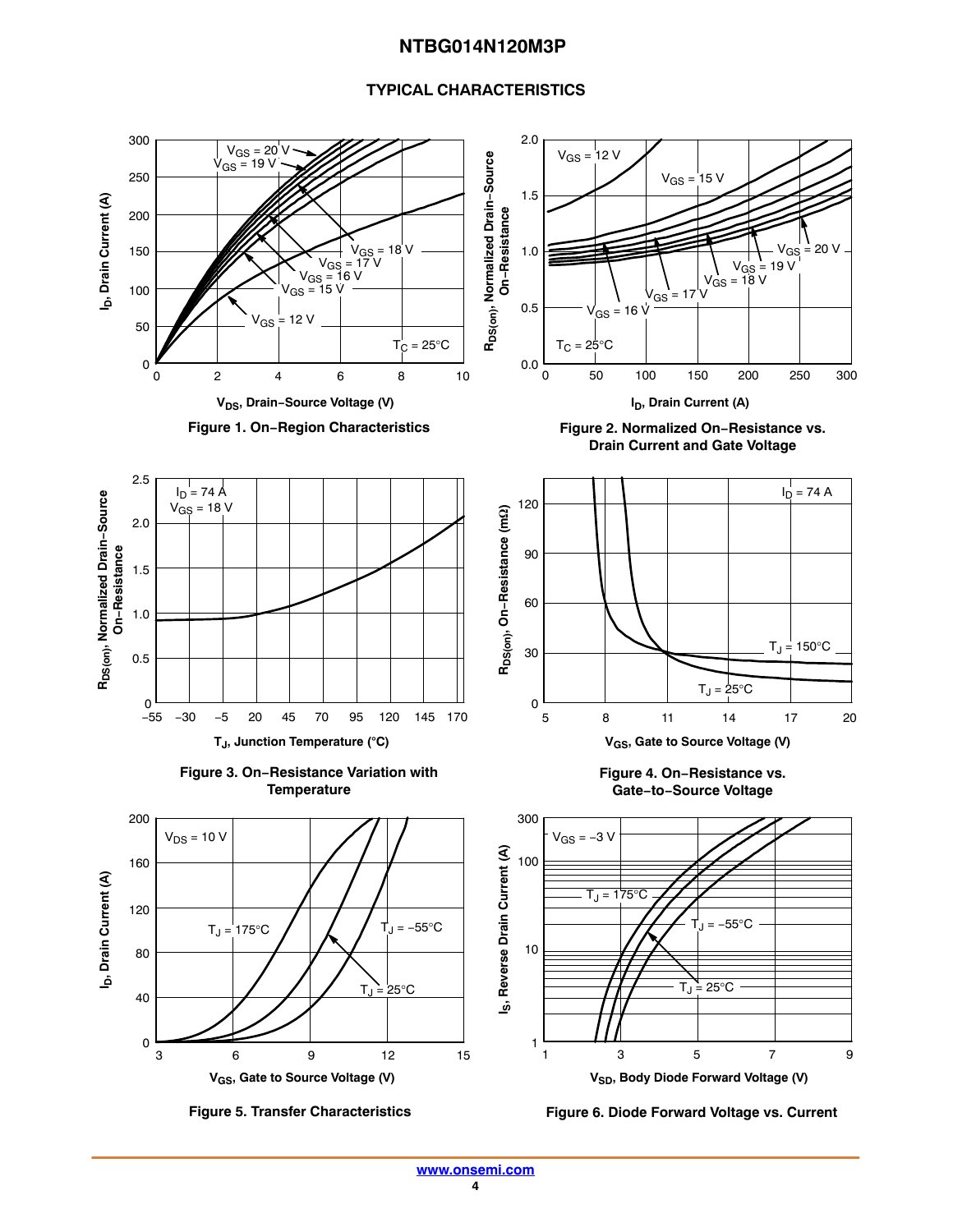## TYPICAL CHARACTERISTICS

Figure 1. On−Region Characteristics

Figure 2. Normalized On−Resistance vs. Drain Current and Gate Voltage

Figure 3. On−Resistance Variation with Temperature

Figure 4. On−Resistance vs. Gate−to−Source Voltage

Figure 5. Transfer Characteristics

Figure 6. Diode Forward Voltage vs. Current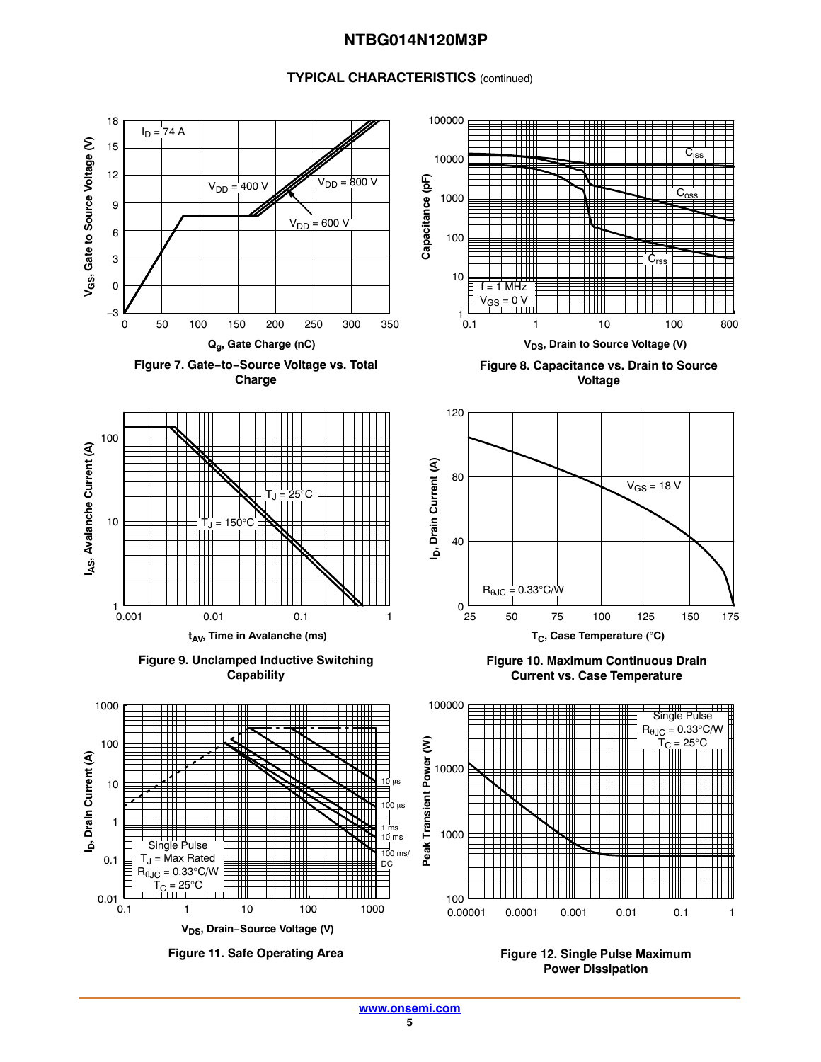## TYPICAL CHARACTERISTICS (continued)

Figure 7. Gate−to−Source Voltage vs. Total Charge

Figure 8. Capacitance vs. Drain to Source Voltage

Figure 9. Unclamped Inductive Switching Capability

Figure 10. Maximum Continuous Drain Current vs. Case Temperature

Figure 11. Safe Operating Area

Figure 12. Single Pulse Maximum Power Dissipation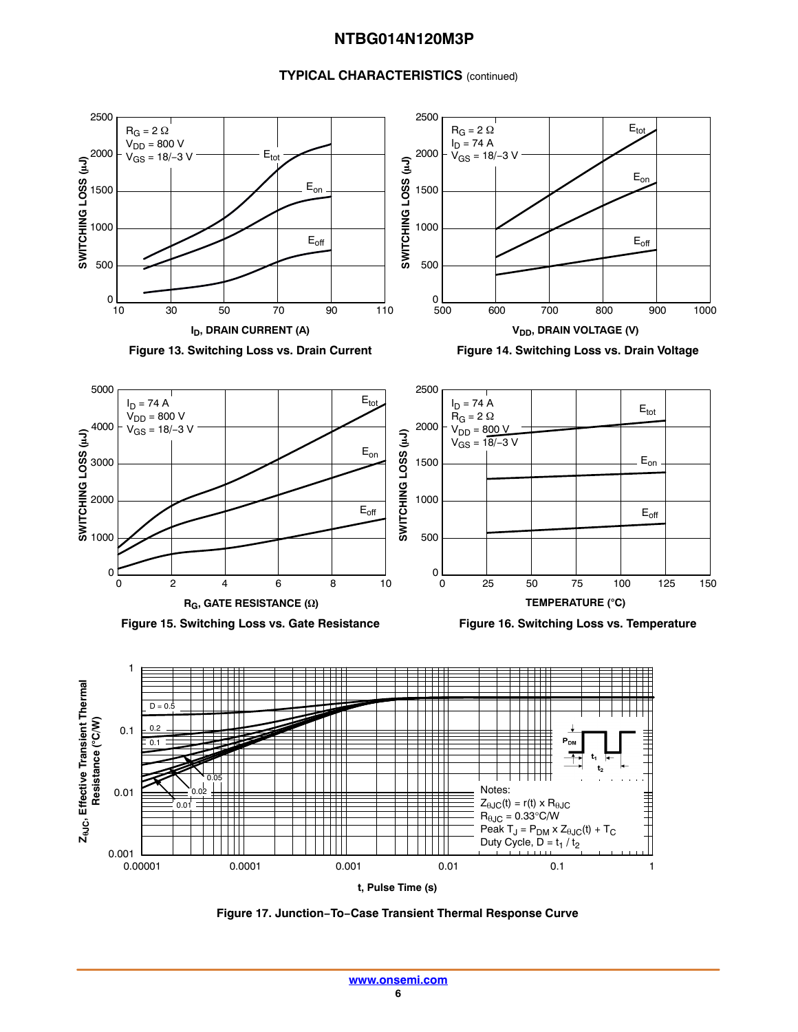## TYPICAL CHARACTERISTICS (continued)

$R_G$ = 2 Ω
$V_{DD}$ = 800 V
$V_{GS}$ = 18/−3 V

$E_{tot}$
$E_{on}$
$E_{off}$

SWITCHING LOSS (μJ)

0, 500, 1000, 1500, 2000, 2500

10, 30, 50, 70, 90, 110

$I_D$, DRAIN CURRENT (A)

**Figure 13. Switching Loss vs. Drain Current**

$R_G$ = 2 Ω
$I_D$ = 74 A
$V_{GS}$ = 18/−3 V

$E_{tot}$
$E_{on}$
$E_{off}$

SWITCHING LOSS (μJ)

0, 500, 1000, 1500, 2000, 2500

500, 600, 700, 800, 900, 1000

$V_{DD}$, DRAIN VOLTAGE (V)

**Figure 14. Switching Loss vs. Drain Voltage**

$I_D$ = 74 A
$V_{DD}$ = 800 V
$V_{GS}$ = 18/−3 V

$E_{tot}$
$E_{on}$
$E_{off}$

SWITCHING LOSS (μJ)

0, 1000, 2000, 3000, 4000, 5000

0, 2, 4, 6, 8, 10

$R_G$, GATE RESISTANCE (Ω)

**Figure 15. Switching Loss vs. Gate Resistance**

$I_D$ = 74 A
$R_G$ = 2 Ω
$V_{DD}$ = 800 V
$V_{GS}$ = 18/−3 V

$E_{tot}$
$E_{on}$
$E_{off}$

SWITCHING LOSS (μJ)

0, 500, 1000, 1500, 2000, 2500

0, 25, 50, 75, 100, 125, 150

TEMPERATURE (°C)

**Figure 16. Switching Loss vs. Temperature**

$Z_{\theta JC}$, Effective Transient Thermal Resistance (°C/W)

1, 0.1, 0.01, 0.001

D = 0.5
0.2
0.1
0.05
0.02
0.01

$P_{DM}$
$t_1$
$t_2$

Notes:
$Z_{\theta JC}(t) = r(t) \times R_{\theta JC}$
$R_{\theta JC}$ = 0.33°C/W
Peak $T_J = P_{DM} \times Z_{\theta JC}(t) + T_C$
Duty Cycle, $D = t_1 / t_2$

0.00001, 0.0001, 0.001, 0.01, 0.1, 1

t, Pulse Time (s)

**Figure 17. Junction−To−Case Transient Thermal Response Curve**